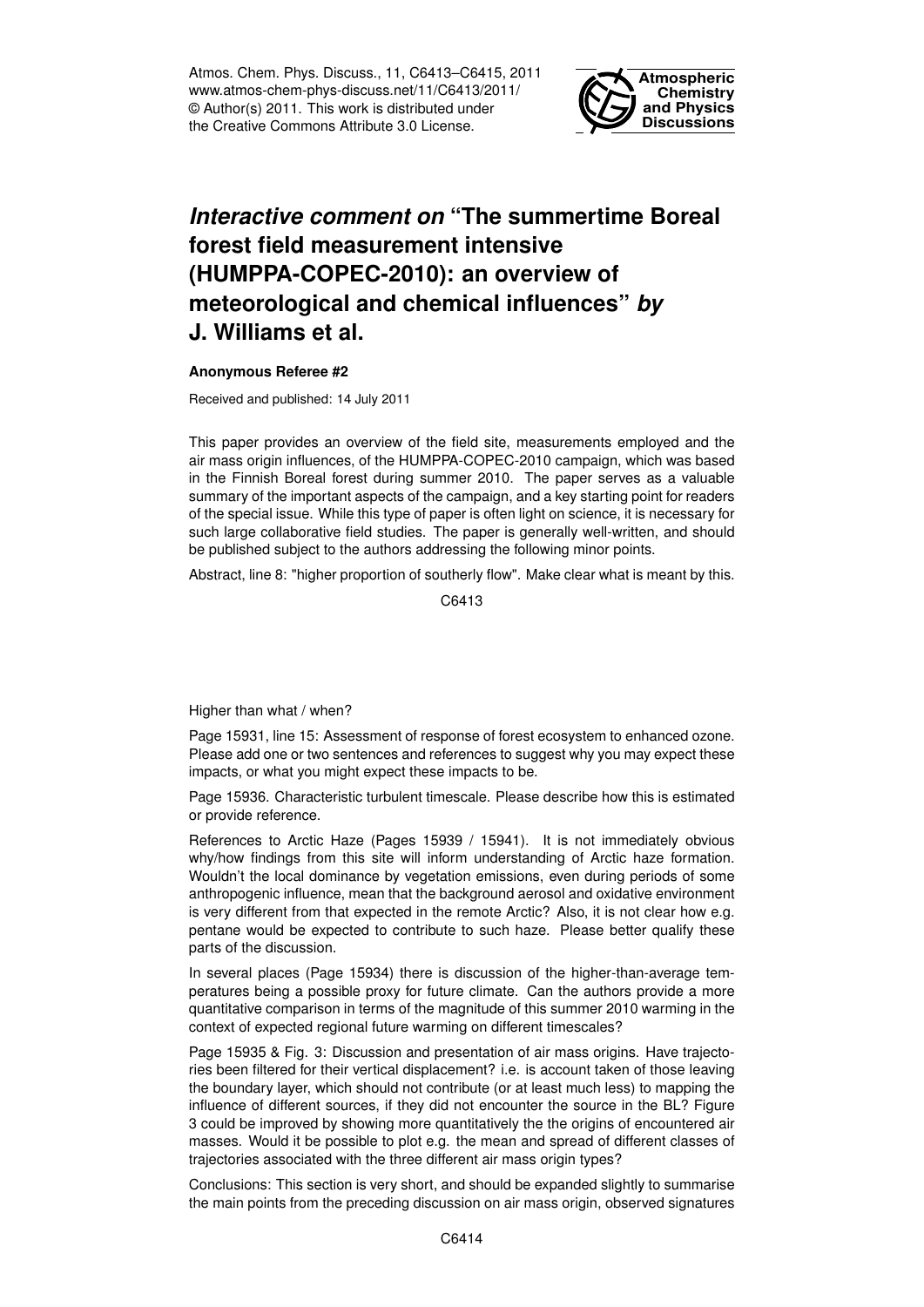# *Interactive comment on* "The summertime Boreal forest field measurement intensive (HUMPPA-COPEC-2010): an overview of meteorological and chemical influences" *by* J. Williams et al.

**Anonymous Referee #2**

Received and published: 14 July 2011

This paper provides an overview of the field site, measurements employed and the air mass origin influences, of the HUMPPA-COPEC-2010 campaign, which was based in the Finnish Boreal forest during summer 2010. The paper serves as a valuable summary of the important aspects of the campaign, and a key starting point for readers of the special issue. While this type of paper is often light on science, it is necessary for such large collaborative field studies. The paper is generally well-written, and should be published subject to the authors addressing the following minor points.

Abstract, line 8: "higher proportion of southerly flow". Make clear what is meant by this. Higher than what / when?

Page 15931, line 15: Assessment of response of forest ecosystem to enhanced ozone. Please add one or two sentences and references to suggest why you may expect these impacts, or what you might expect these impacts to be.

Page 15936. Characteristic turbulent timescale. Please describe how this is estimated or provide reference.

References to Arctic Haze (Pages 15939 / 15941). It is not immediately obvious why/how findings from this site will inform understanding of Arctic haze formation. Wouldn't the local dominance by vegetation emissions, even during periods of some anthropogenic influence, mean that the background aerosol and oxidative environment is very different from that expected in the remote Arctic? Also, it is not clear how e.g. pentane would be expected to contribute to such haze. Please better qualify these parts of the discussion.

In several places (Page 15934) there is discussion of the higher-than-average temperatures being a possible proxy for future climate. Can the authors provide a more quantitative comparison in terms of the magnitude of this summer 2010 warming in the context of expected regional future warming on different timescales?

Page 15935 & Fig. 3: Discussion and presentation of air mass origins. Have trajectories been filtered for their vertical displacement? i.e. is account taken of those leaving the boundary layer, which should not contribute (or at least much less) to mapping the influence of different sources, if they did not encounter the source in the BL? Figure 3 could be improved by showing more quantitatively the the origins of encountered air masses. Would it be possible to plot e.g. the mean and spread of different classes of trajectories associated with the three different air mass origin types?

Conclusions: This section is very short, and should be expanded slightly to summarise the main points from the preceding discussion on air mass origin, observed signatures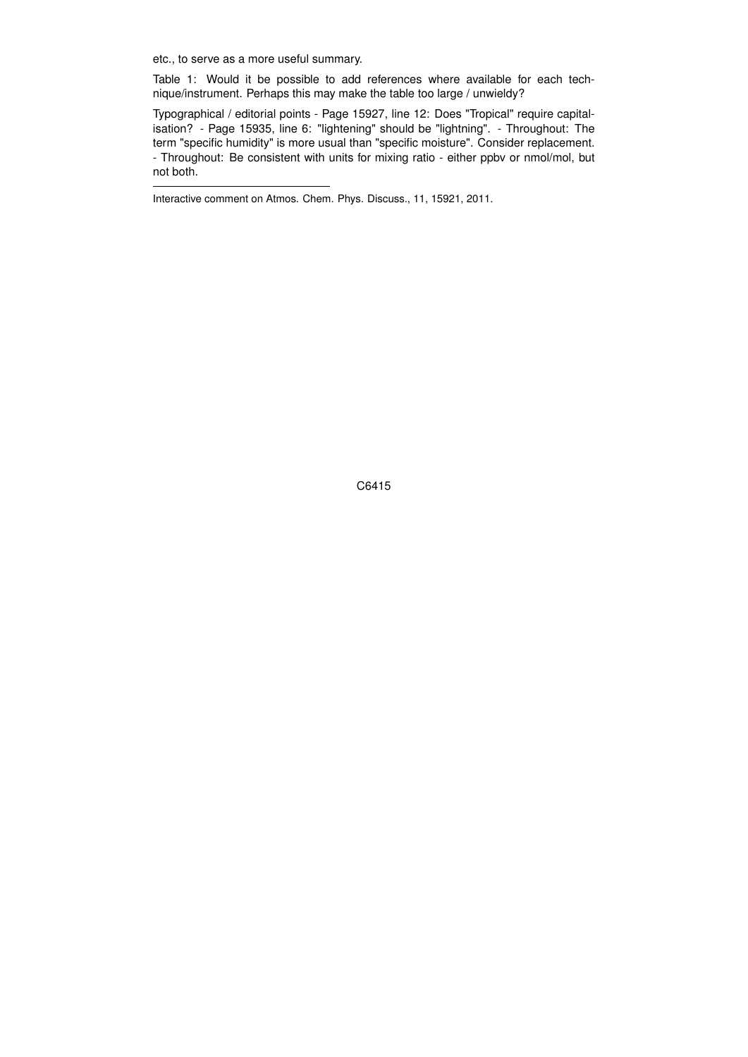etc., to serve as a more useful summary.

Table 1: Would it be possible to add references where available for each technique/instrument. Perhaps this may make the table too large / unwieldy?

Typographical / editorial points - Page 15927, line 12: Does "Tropical" require capitalisation? - Page 15935, line 6: "lightening" should be "lightning". - Throughout: The term "specific humidity" is more usual than "specific moisture". Consider replacement. - Throughout: Be consistent with units for mixing ratio - either ppbv or nmol/mol, but not both.

---

Interactive comment on Atmos. Chem. Phys. Discuss., 11, 15921, 2011.